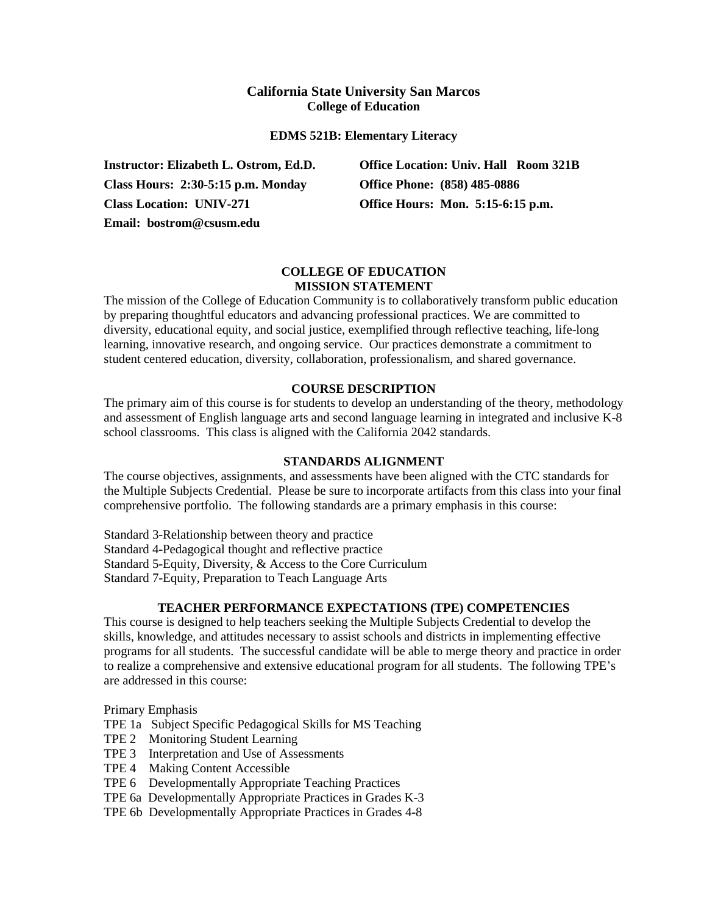# California State University San Marcos
## College of Education

**EDMS 521B: Elementary Literacy**

**Instructor: Elizabeth L. Ostrom, Ed.D.**
**Class Hours: 2:30-5:15 p.m. Monday**
**Class Location: UNIV-271**
**Email: bostrom@csusm.edu**

**Office Location: Univ. Hall Room 321B**
**Office Phone: (858) 485-0886**
**Office Hours: Mon. 5:15-6:15 p.m.**

### COLLEGE OF EDUCATION MISSION STATEMENT

The mission of the College of Education Community is to collaboratively transform public education by preparing thoughtful educators and advancing professional practices. We are committed to diversity, educational equity, and social justice, exemplified through reflective teaching, life-long learning, innovative research, and ongoing service. Our practices demonstrate a commitment to student centered education, diversity, collaboration, professionalism, and shared governance.

### COURSE DESCRIPTION

The primary aim of this course is for students to develop an understanding of the theory, methodology and assessment of English language arts and second language learning in integrated and inclusive K-8 school classrooms. This class is aligned with the California 2042 standards.

### STANDARDS ALIGNMENT

The course objectives, assignments, and assessments have been aligned with the CTC standards for the Multiple Subjects Credential. Please be sure to incorporate artifacts from this class into your final comprehensive portfolio. The following standards are a primary emphasis in this course:

Standard 3-Relationship between theory and practice
Standard 4-Pedagogical thought and reflective practice
Standard 5-Equity, Diversity, & Access to the Core Curriculum
Standard 7-Equity, Preparation to Teach Language Arts

### TEACHER PERFORMANCE EXPECTATIONS (TPE) COMPETENCIES

This course is designed to help teachers seeking the Multiple Subjects Credential to develop the skills, knowledge, and attitudes necessary to assist schools and districts in implementing effective programs for all students. The successful candidate will be able to merge theory and practice in order to realize a comprehensive and extensive educational program for all students. The following TPE's are addressed in this course:

Primary Emphasis

- TPE 1a Subject Specific Pedagogical Skills for MS Teaching
- TPE 2 Monitoring Student Learning
- TPE 3 Interpretation and Use of Assessments
- TPE 4 Making Content Accessible
- TPE 6 Developmentally Appropriate Teaching Practices
- TPE 6a Developmentally Appropriate Practices in Grades K-3
- TPE 6b Developmentally Appropriate Practices in Grades 4-8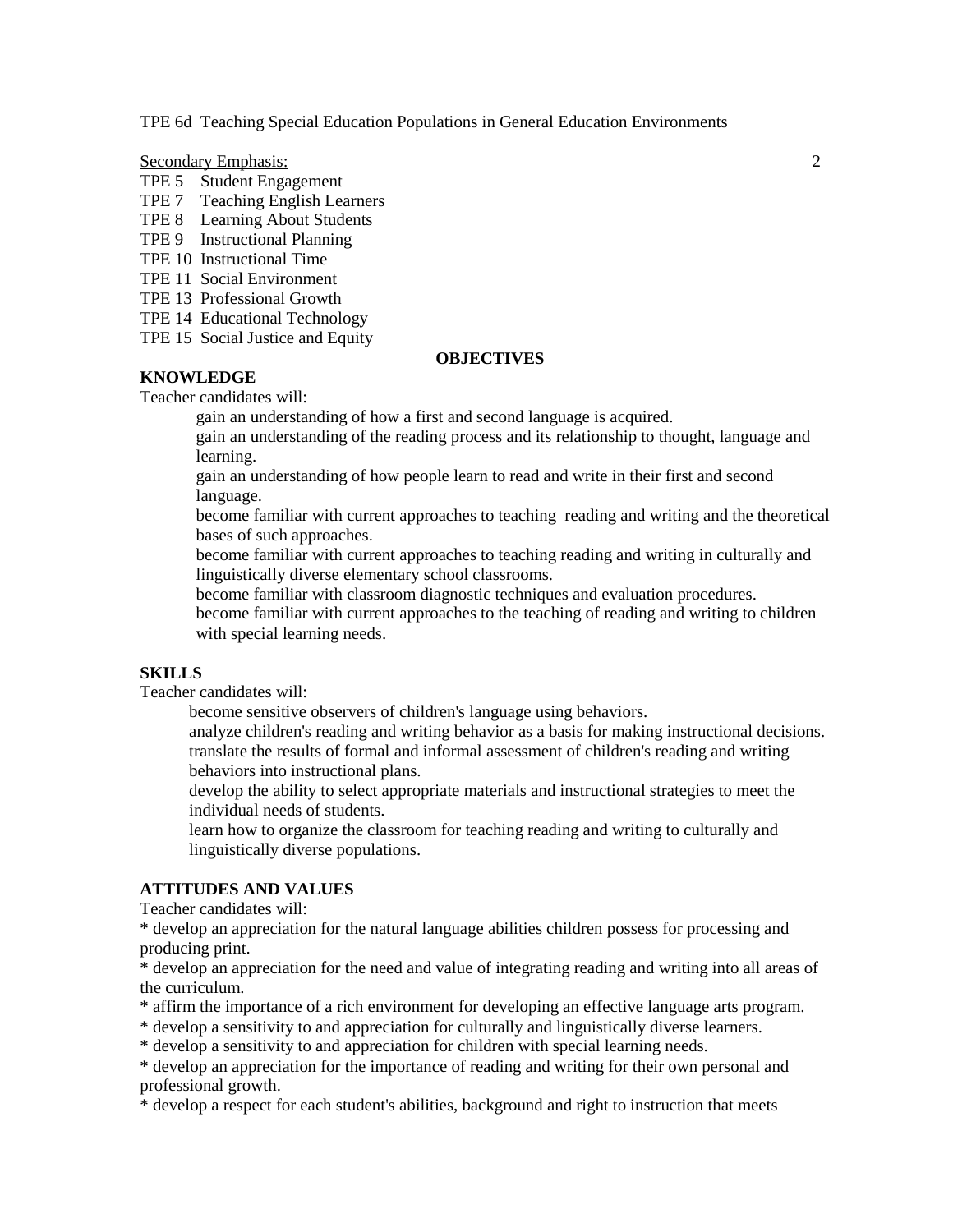TPE 6d Teaching Special Education Populations in General Education Environments

Secondary Emphasis:

- TPE 5 Student Engagement
- TPE 7 Teaching English Learners
- TPE 8 Learning About Students
- TPE 9 Instructional Planning
- TPE 10 Instructional Time
- TPE 11 Social Environment
- TPE 13 Professional Growth
- TPE 14 Educational Technology
- TPE 15 Social Justice and Equity

## OBJECTIVES

### KNOWLEDGE

Teacher candidates will:

- gain an understanding of how a first and second language is acquired.
- gain an understanding of the reading process and its relationship to thought, language and learning.
- gain an understanding of how people learn to read and write in their first and second language.
- become familiar with current approaches to teaching reading and writing and the theoretical bases of such approaches.
- become familiar with current approaches to teaching reading and writing in culturally and linguistically diverse elementary school classrooms.
- become familiar with classroom diagnostic techniques and evaluation procedures.
- become familiar with current approaches to the teaching of reading and writing to children with special learning needs.

### SKILLS

Teacher candidates will:

- become sensitive observers of children's language using behaviors.
- analyze children's reading and writing behavior as a basis for making instructional decisions.
- translate the results of formal and informal assessment of children's reading and writing behaviors into instructional plans.
- develop the ability to select appropriate materials and instructional strategies to meet the individual needs of students.
- learn how to organize the classroom for teaching reading and writing to culturally and linguistically diverse populations.

### ATTITUDES AND VALUES

Teacher candidates will:

* develop an appreciation for the natural language abilities children possess for processing and producing print.
* develop an appreciation for the need and value of integrating reading and writing into all areas of the curriculum.
* affirm the importance of a rich environment for developing an effective language arts program.
* develop a sensitivity to and appreciation for culturally and linguistically diverse learners.
* develop a sensitivity to and appreciation for children with special learning needs.
* develop an appreciation for the importance of reading and writing for their own personal and professional growth.
* develop a respect for each student's abilities, background and right to instruction that meets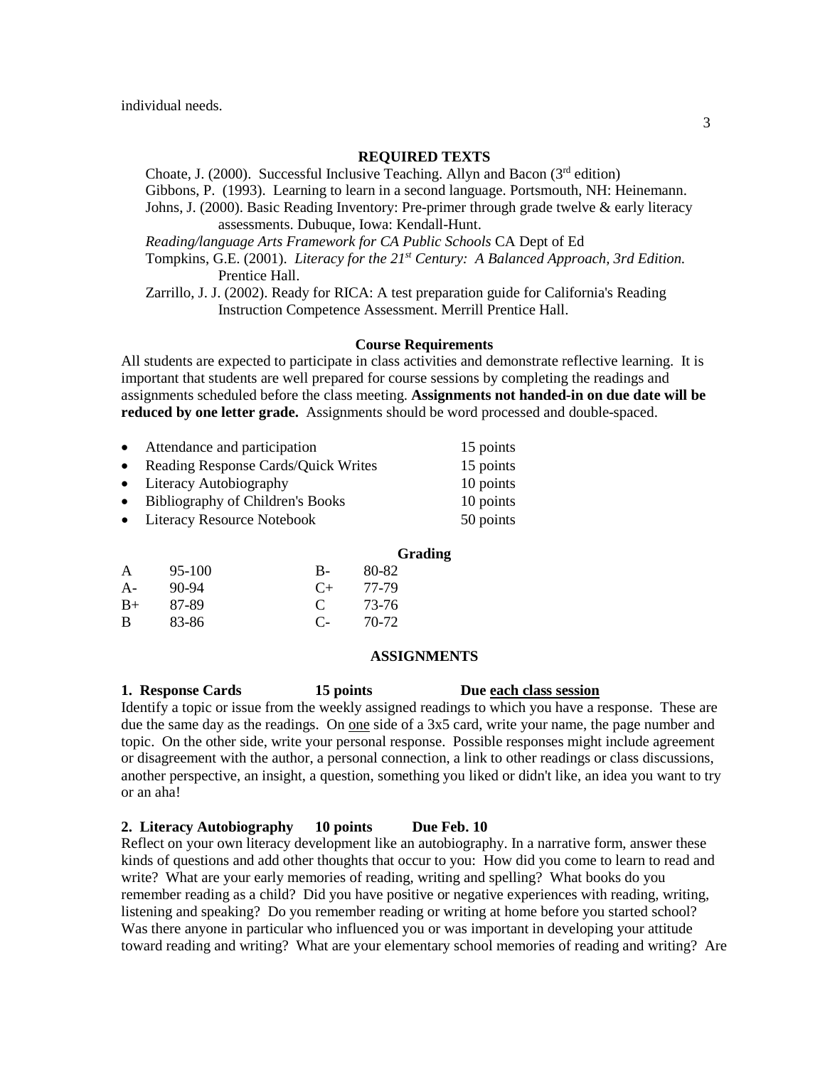individual needs.

## REQUIRED TEXTS

Choate, J. (2000). Successful Inclusive Teaching. Allyn and Bacon (3rd edition)

Gibbons, P. (1993). Learning to learn in a second language. Portsmouth, NH: Heinemann.

Johns, J. (2000). Basic Reading Inventory: Pre-primer through grade twelve & early literacy assessments. Dubuque, Iowa: Kendall-Hunt.

*Reading/language Arts Framework for CA Public Schools* CA Dept of Ed

Tompkins, G.E. (2001). *Literacy for the 21st Century: A Balanced Approach, 3rd Edition.* Prentice Hall.

Zarrillo, J. J. (2002). Ready for RICA: A test preparation guide for California's Reading Instruction Competence Assessment. Merrill Prentice Hall.

## Course Requirements

All students are expected to participate in class activities and demonstrate reflective learning. It is important that students are well prepared for course sessions by completing the readings and assignments scheduled before the class meeting. **Assignments not handed-in on due date will be reduced by one letter grade.** Assignments should be word processed and double-spaced.

- Attendance and participation — 15 points
- Reading Response Cards/Quick Writes — 15 points
- Literacy Autobiography — 10 points
- Bibliography of Children's Books — 10 points
- Literacy Resource Notebook — 50 points

## Grading

| | | | |
|---|---|---|---|
| A | 95-100 | B- | 80-82 |
| A- | 90-94 | C+ | 77-79 |
| B+ | 87-89 | C | 73-76 |
| B | 83-86 | C- | 70-72 |

## ASSIGNMENTS

**1. Response Cards 15 points Due each class session**

Identify a topic or issue from the weekly assigned readings to which you have a response. These are due the same day as the readings. On one side of a 3x5 card, write your name, the page number and topic. On the other side, write your personal response. Possible responses might include agreement or disagreement with the author, a personal connection, a link to other readings or class discussions, another perspective, an insight, a question, something you liked or didn't like, an idea you want to try or an aha!

**2. Literacy Autobiography 10 points Due Feb. 10**

Reflect on your own literacy development like an autobiography. In a narrative form, answer these kinds of questions and add other thoughts that occur to you: How did you come to learn to read and write? What are your early memories of reading, writing and spelling? What books do you remember reading as a child? Did you have positive or negative experiences with reading, writing, listening and speaking? Do you remember reading or writing at home before you started school? Was there anyone in particular who influenced you or was important in developing your attitude toward reading and writing? What are your elementary school memories of reading and writing? Are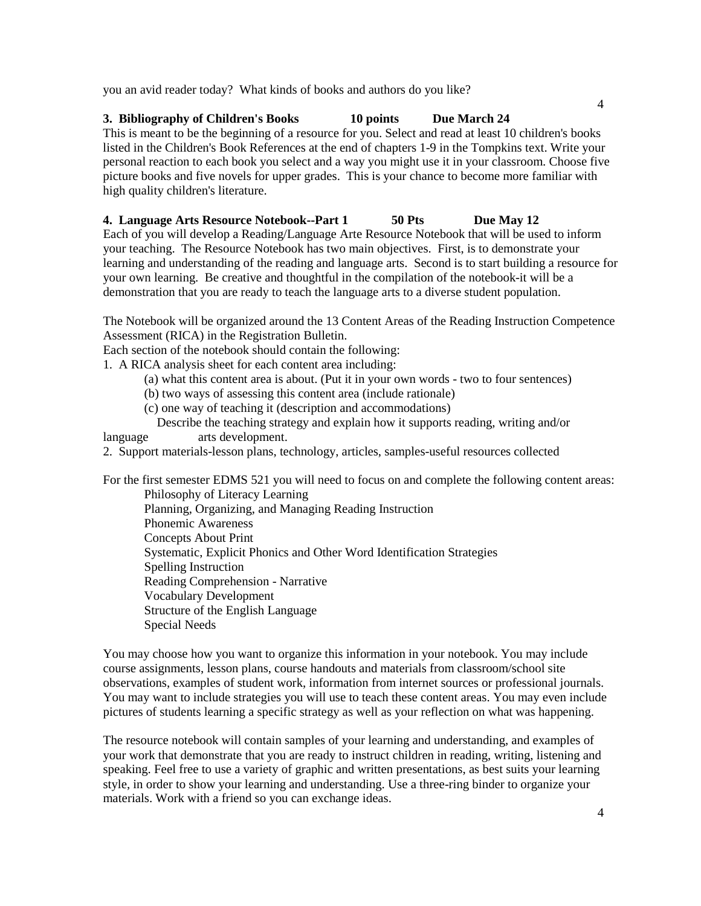you an avid reader today? What kinds of books and authors do you like?

**3. Bibliography of Children's Books 10 points Due March 24**

This is meant to be the beginning of a resource for you. Select and read at least 10 children's books listed in the Children's Book References at the end of chapters 1-9 in the Tompkins text. Write your personal reaction to each book you select and a way you might use it in your classroom. Choose five picture books and five novels for upper grades. This is your chance to become more familiar with high quality children's literature.

**4. Language Arts Resource Notebook--Part 1 50 Pts Due May 12**

Each of you will develop a Reading/Language Arte Resource Notebook that will be used to inform your teaching. The Resource Notebook has two main objectives. First, is to demonstrate your learning and understanding of the reading and language arts. Second is to start building a resource for your own learning. Be creative and thoughtful in the compilation of the notebook-it will be a demonstration that you are ready to teach the language arts to a diverse student population.

The Notebook will be organized around the 13 Content Areas of the Reading Instruction Competence Assessment (RICA) in the Registration Bulletin.
Each section of the notebook should contain the following:

1. A RICA analysis sheet for each content area including:
   (a) what this content area is about. (Put it in your own words - two to four sentences)
   (b) two ways of assessing this content area (include rationale)
   (c) one way of teaching it (description and accommodations)
   Describe the teaching strategy and explain how it supports reading, writing and/or language arts development.
2. Support materials-lesson plans, technology, articles, samples-useful resources collected

For the first semester EDMS 521 you will need to focus on and complete the following content areas:

- Philosophy of Literacy Learning
- Planning, Organizing, and Managing Reading Instruction
- Phonemic Awareness
- Concepts About Print
- Systematic, Explicit Phonics and Other Word Identification Strategies
- Spelling Instruction
- Reading Comprehension - Narrative
- Vocabulary Development
- Structure of the English Language
- Special Needs

You may choose how you want to organize this information in your notebook. You may include course assignments, lesson plans, course handouts and materials from classroom/school site observations, examples of student work, information from internet sources or professional journals. You may want to include strategies you will use to teach these content areas. You may even include pictures of students learning a specific strategy as well as your reflection on what was happening.

The resource notebook will contain samples of your learning and understanding, and examples of your work that demonstrate that you are ready to instruct children in reading, writing, listening and speaking. Feel free to use a variety of graphic and written presentations, as best suits your learning style, in order to show your learning and understanding. Use a three-ring binder to organize your materials. Work with a friend so you can exchange ideas.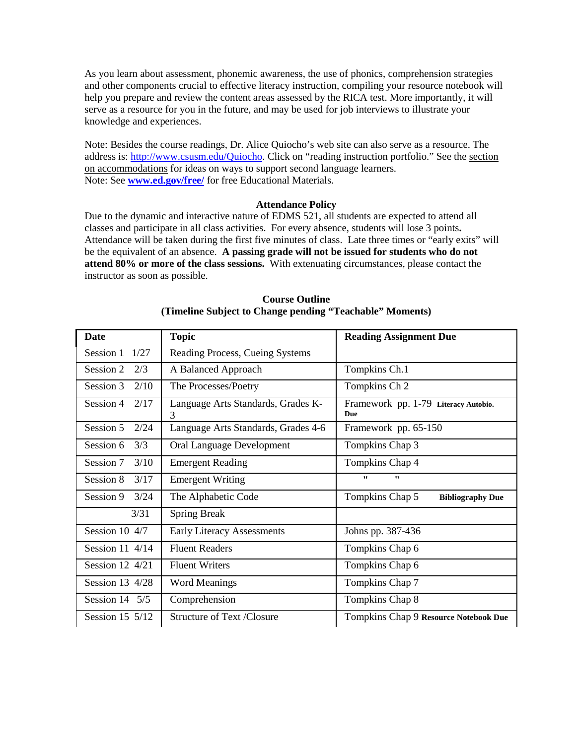As you learn about assessment, phonemic awareness, the use of phonics, comprehension strategies and other components crucial to effective literacy instruction, compiling your resource notebook will help you prepare and review the content areas assessed by the RICA test. More importantly, it will serve as a resource for you in the future, and may be used for job interviews to illustrate your knowledge and experiences.

Note: Besides the course readings, Dr. Alice Quiocho's web site can also serve as a resource. The address is: http://www.csusm.edu/Quiocho. Click on "reading instruction portfolio." See the section on accommodations for ideas on ways to support second language learners.
Note: See **www.ed.gov/free/** for free Educational Materials.

**Attendance Policy**

Due to the dynamic and interactive nature of EDMS 521, all students are expected to attend all classes and participate in all class activities. For every absence, students will lose 3 points**.** Attendance will be taken during the first five minutes of class. Late three times or "early exits" will be the equivalent of an absence. **A passing grade will not be issued for students who do not attend 80% or more of the class sessions.** With extenuating circumstances, please contact the instructor as soon as possible.

**Course Outline**
**(Timeline Subject to Change pending "Teachable" Moments)**

| Date | Topic | Reading Assignment Due |
|---|---|---|
| Session 1 1/27 | Reading Process, Cueing Systems | |
| Session 2 2/3 | A Balanced Approach | Tompkins Ch.1 |
| Session 3 2/10 | The Processes/Poetry | Tompkins Ch 2 |
| Session 4 2/17 | Language Arts Standards, Grades K-3 | Framework pp. 1-79 **Literacy Autobio. Due** |
| Session 5 2/24 | Language Arts Standards, Grades 4-6 | Framework pp. 65-150 |
| Session 6 3/3 | Oral Language Development | Tompkins Chap 3 |
| Session 7 3/10 | Emergent Reading | Tompkins Chap 4 |
| Session 8 3/17 | Emergent Writing | " " |
| Session 9 3/24 | The Alphabetic Code | Tompkins Chap 5 **Bibliography Due** |
| 3/31 | Spring Break | |
| Session 10 4/7 | Early Literacy Assessments | Johns pp. 387-436 |
| Session 11 4/14 | Fluent Readers | Tompkins Chap 6 |
| Session 12 4/21 | Fluent Writers | Tompkins Chap 6 |
| Session 13 4/28 | Word Meanings | Tompkins Chap 7 |
| Session 14 5/5 | Comprehension | Tompkins Chap 8 |
| Session 15 5/12 | Structure of Text /Closure | Tompkins Chap 9 **Resource Notebook Due** |